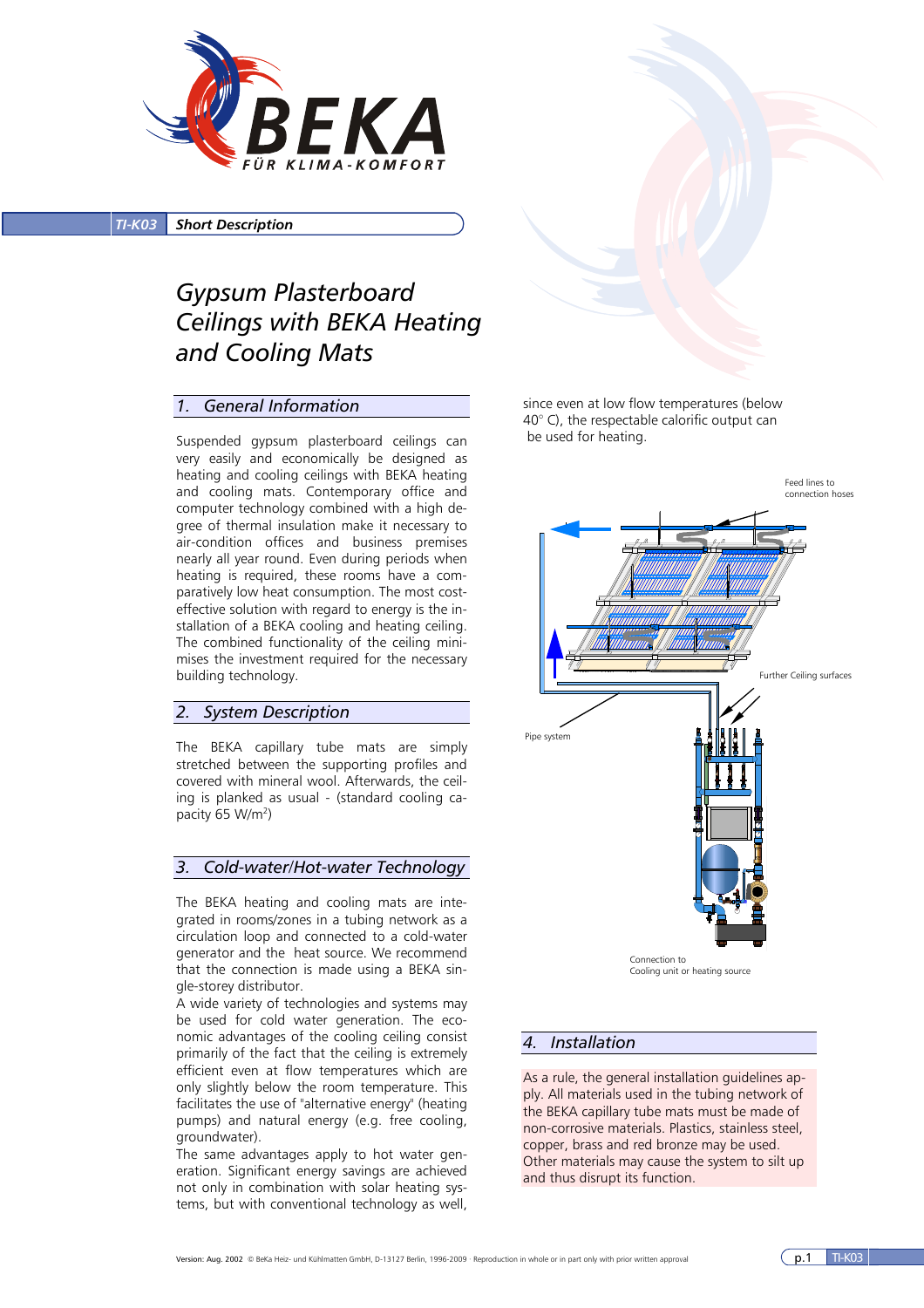TI-K03 **Short Description**

# Gypsum Plasterboard Ceilings with BEKA Heating and Cooling Mats

## 1. General Information

Suspended gypsum plasterboard ceilings can very easily and economically be designed as heating and cooling ceilings with BEKA heating and cooling mats. Contemporary office and computer technology combined with a high degree of thermal insulation make it necessary to air-condition offices and business premises nearly all year round. Even during periods when heating is required, these rooms have a comparatively low heat consumption. The most cost-effective solution with regard to energy is the installation of a BEKA cooling and heating ceiling. The combined functionality of the ceiling minimises the investment required for the necessary building technology.

## 2. System Description

The BEKA capillary tube mats are simply stretched between the supporting profiles and covered with mineral wool. Afterwards, the ceiling is planked as usual - (standard cooling capacity 65 W/m$^2$)

## 3. Cold-water/Hot-water Technology

The BEKA heating and cooling mats are integrated in rooms/zones in a tubing network as a circulation loop and connected to a cold-water generator and the heat source. We recommend that the connection is made using a BEKA single-storey distributor.

A wide variety of technologies and systems may be used for cold water generation. The economic advantages of the cooling ceiling consist primarily of the fact that the ceiling is extremely efficient even at flow temperatures which are only slightly below the room temperature. This facilitates the use of "alternative energy" (heating pumps) and natural energy (e.g. free cooling, groundwater).

The same advantages apply to hot water generation. Significant energy savings are achieved not only in combination with solar heating systems, but with conventional technology as well, since even at low flow temperatures (below 40° C), the respectable calorific output can be used for heating.

Feed lines to connection hoses

Further Ceiling surfaces

Pipe system

Connection to Cooling unit or heating source

## 4. Installation

As a rule, the general installation guidelines apply. All materials used in the tubing network of the BEKA capillary tube mats must be made of non-corrosive materials. Plastics, stainless steel, copper, brass and red bronze may be used. Other materials may cause the system to silt up and thus disrupt its function.

Version: Aug. 2002 © BeKa Heiz- und Kühlmatten GmbH, D-13127 Berlin, 1996-2009 · Reproduction in whole or in part only with prior written approval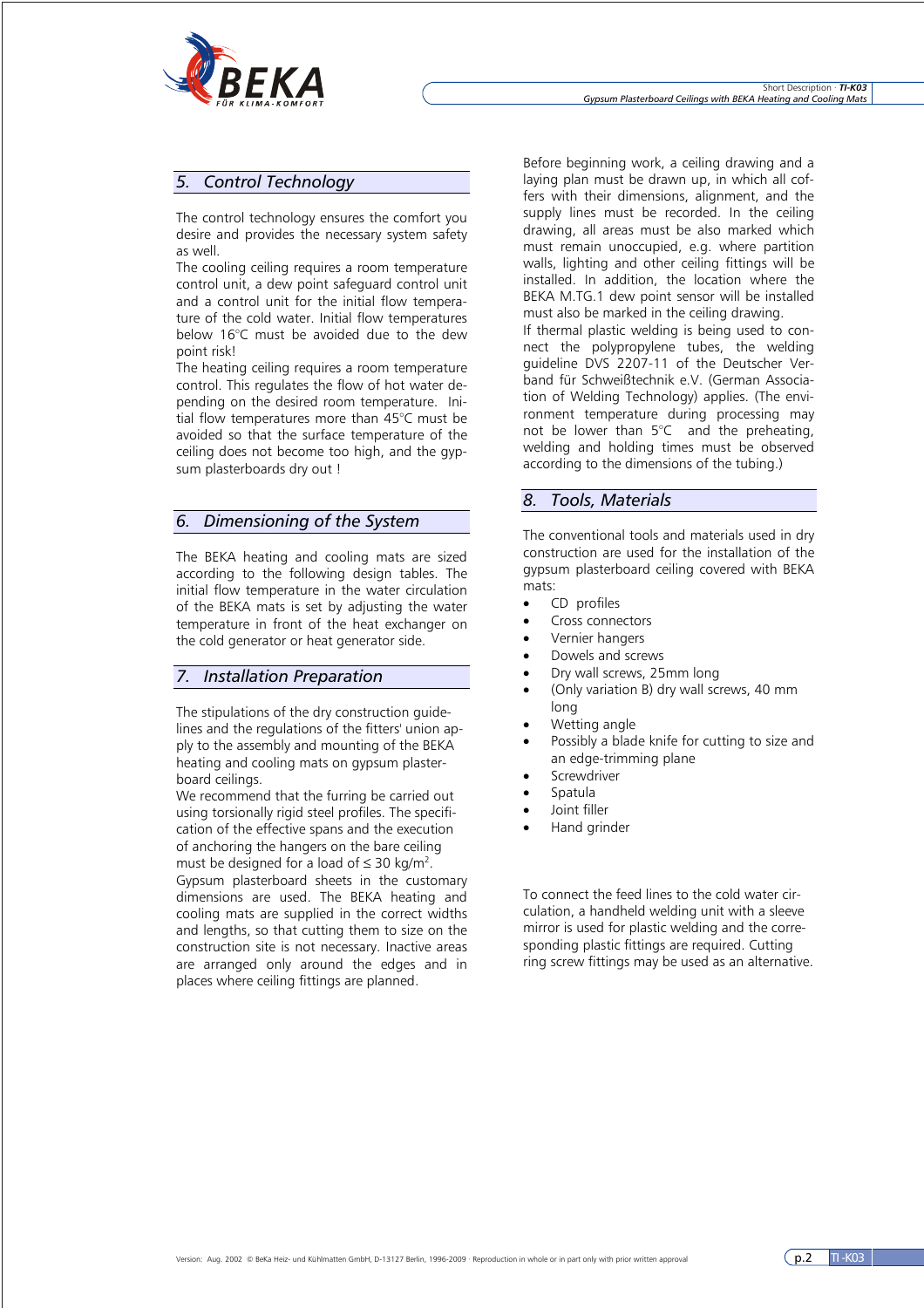## 5. Control Technology

The control technology ensures the comfort you desire and provides the necessary system safety as well.

The cooling ceiling requires a room temperature control unit, a dew point safeguard control unit and a control unit for the initial flow temperature of the cold water. Initial flow temperatures below 16°C must be avoided due to the dew point risk!

The heating ceiling requires a room temperature control. This regulates the flow of hot water depending on the desired room temperature. Initial flow temperatures more than 45°C must be avoided so that the surface temperature of the ceiling does not become too high, and the gypsum plasterboards dry out !

## 6. Dimensioning of the System

The BEKA heating and cooling mats are sized according to the following design tables. The initial flow temperature in the water circulation of the BEKA mats is set by adjusting the water temperature in front of the heat exchanger on the cold generator or heat generator side.

## 7. Installation Preparation

The stipulations of the dry construction guidelines and the regulations of the fitters' union apply to the assembly and mounting of the BEKA heating and cooling mats on gypsum plasterboard ceilings.

We recommend that the furring be carried out using torsionally rigid steel profiles. The specification of the effective spans and the execution of anchoring the hangers on the bare ceiling must be designed for a load of ≤ 30 kg/m².

Gypsum plasterboard sheets in the customary dimensions are used. The BEKA heating and cooling mats are supplied in the correct widths and lengths, so that cutting them to size on the construction site is not necessary. Inactive areas are arranged only around the edges and in places where ceiling fittings are planned.

Before beginning work, a ceiling drawing and a laying plan must be drawn up, in which all coffers with their dimensions, alignment, and the supply lines must be recorded. In the ceiling drawing, all areas must be also marked which must remain unoccupied, e.g. where partition walls, lighting and other ceiling fittings will be installed. In addition, the location where the BEKA M.TG.1 dew point sensor will be installed must also be marked in the ceiling drawing.

If thermal plastic welding is being used to connect the polypropylene tubes, the welding guideline DVS 2207-11 of the Deutscher Verband für Schweißtechnik e.V. (German Association of Welding Technology) applies. (The environment temperature during processing may not be lower than 5°C and the preheating, welding and holding times must be observed according to the dimensions of the tubing.)

## 8. Tools, Materials

The conventional tools and materials used in dry construction are used for the installation of the gypsum plasterboard ceiling covered with BEKA mats:

- CD profiles
- Cross connectors
- Vernier hangers
- Dowels and screws
- Dry wall screws, 25mm long
- (Only variation B) dry wall screws, 40 mm long
- Wetting angle
- Possibly a blade knife for cutting to size and an edge-trimming plane
- Screwdriver
- Spatula
- Joint filler
- Hand grinder

To connect the feed lines to the cold water circulation, a handheld welding unit with a sleeve mirror is used for plastic welding and the corresponding plastic fittings are required. Cutting ring screw fittings may be used as an alternative.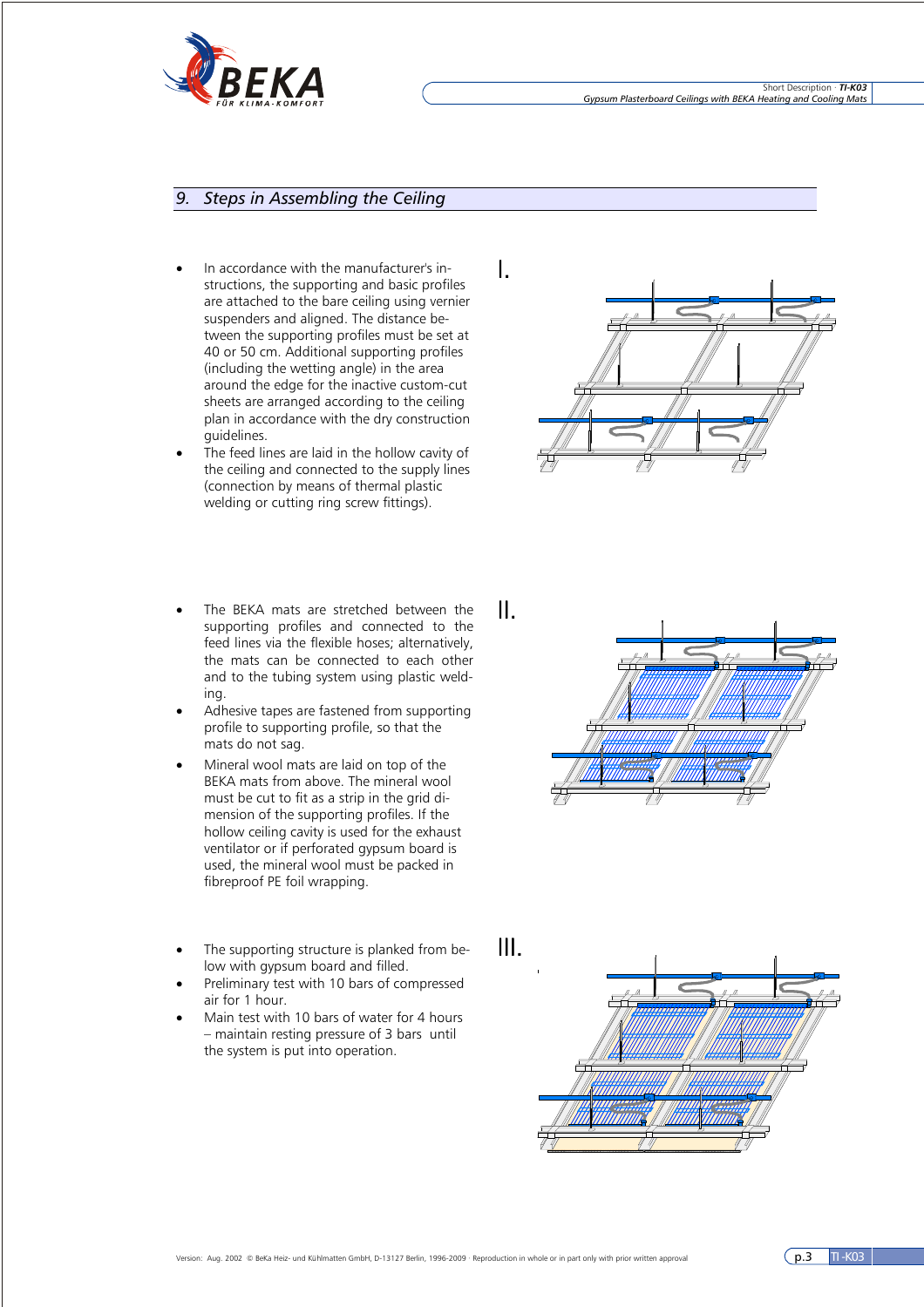## 9. Steps in Assembling the Ceiling

I.

- In accordance with the manufacturer's instructions, the supporting and basic profiles are attached to the bare ceiling using vernier suspenders and aligned. The distance between the supporting profiles must be set at 40 or 50 cm. Additional supporting profiles (including the wetting angle) in the area around the edge for the inactive custom-cut sheets are arranged according to the ceiling plan in accordance with the dry construction guidelines.
- The feed lines are laid in the hollow cavity of the ceiling and connected to the supply lines (connection by means of thermal plastic welding or cutting ring screw fittings).

II.

- The BEKA mats are stretched between the supporting profiles and connected to the feed lines via the flexible hoses; alternatively, the mats can be connected to each other and to the tubing system using plastic welding.
- Adhesive tapes are fastened from supporting profile to supporting profile, so that the mats do not sag.
- Mineral wool mats are laid on top of the BEKA mats from above. The mineral wool must be cut to fit as a strip in the grid dimension of the supporting profiles. If the hollow ceiling cavity is used for the exhaust ventilator or if perforated gypsum board is used, the mineral wool must be packed in fibreproof PE foil wrapping.

III.

- The supporting structure is planked from below with gypsum board and filled.
- Preliminary test with 10 bars of compressed air for 1 hour.
- Main test with 10 bars of water for 4 hours – maintain resting pressure of 3 bars until the system is put into operation.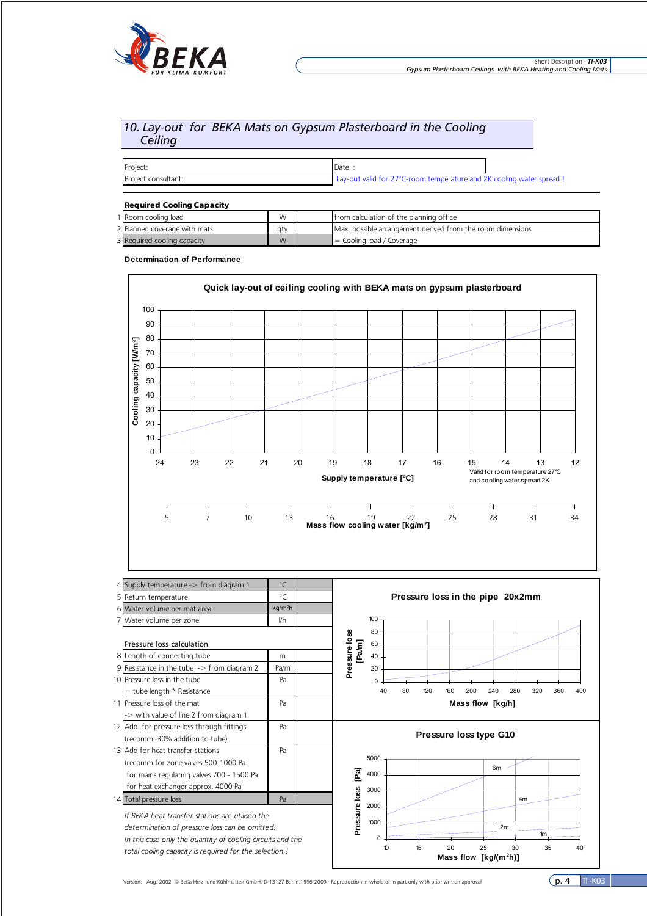## 10. Lay-out for BEKA Mats on Gypsum Plasterboard in the Cooling Ceiling

| Project: | Date : |
|---|---|
| Project consultant: | Lay-out valid for 27°C-room temperature and 2K cooling water spread ! |

**Required Cooling Capacity**

| | | | | |
|---|---|---|---|---|
| 1 | Room cooling load | W | | from calculation of the planning office |
| 2 | Planned coverage with mats | qty | | Max. possible arrangement derived from the room dimensions |
| 3 | Required cooling capacity | W | | = Cooling load / Coverage |

**Determination of Performance**

**Quick lay-out of ceiling cooling with BEKA mats on gypsum plasterboard**

Cooling capacity [W/m²]: 0, 10, 20, 30, 40, 50, 60, 70, 80, 90, 100

Supply temperature [°C]: 24, 23, 22, 21, 20, 19, 18, 17, 16, 15, 14, 13, 12

Valid for room temperature 27°C and cooling water spread 2K

Mass flow cooling water [kg/m²]: 5, 7, 10, 13, 16, 19, 22, 25, 28, 31, 34

| | | | |
|---|---|---|---|
| 4 | Supply temperature -> from diagram 1 | °C | |
| 5 | Return temperature | °C | |
| 6 | Water volume per mat area | kg/m²h | |
| 7 | Water volume per zone | l/h | |
| | **Pressure loss calculation** | | |
| 8 | Length of connecting tube | m | |
| 9 | Resistance in the tube -> from diagram 2 | Pa/m | |
| 10 | Pressure loss in the tube = tube length * Resistance | Pa | |
| 11 | Pressure loss of the mat -> with value of line 2 from diagram 1 | Pa | |
| 12 | Add. for pressure loss through fittings (recomm: 30% addition to tube) | Pa | |
| 13 | Add.for heat transfer stations (recomm:for zone valves 500-1000 Pa for mains regulating valves 700 - 1500 Pa for heat exchanger approx. 4000 Pa | Pa | |
| 14 | Total pressure loss | Pa | |

*If BEKA heat transfer stations are utilised the determination of pressure loss can be omitted. In this case only the quantity of cooling circuits and the total cooling capacity is required for the selection !*

**Pressure loss in the pipe 20x2mm**

Pressure loss [Pa/m]: 0, 20, 40, 60, 80, 100

Mass flow [kg/h]: 40, 80, 120, 160, 200, 240, 280, 320, 360, 400

**Pressure loss type G10**

Pressure loss [Pa]: 0, 1000, 2000, 3000, 4000, 5000

Curves: 6m, 4m, 2m, 1m

Mass flow [kg/(m²h)]: 10, 15, 20, 25, 30, 35, 40

Version: Aug. 2002 © BeKa Heiz- und Kühlmatten GmbH, D-13127 Berlin,1996-2009 · Reproduction in whole or in part only with prior written approval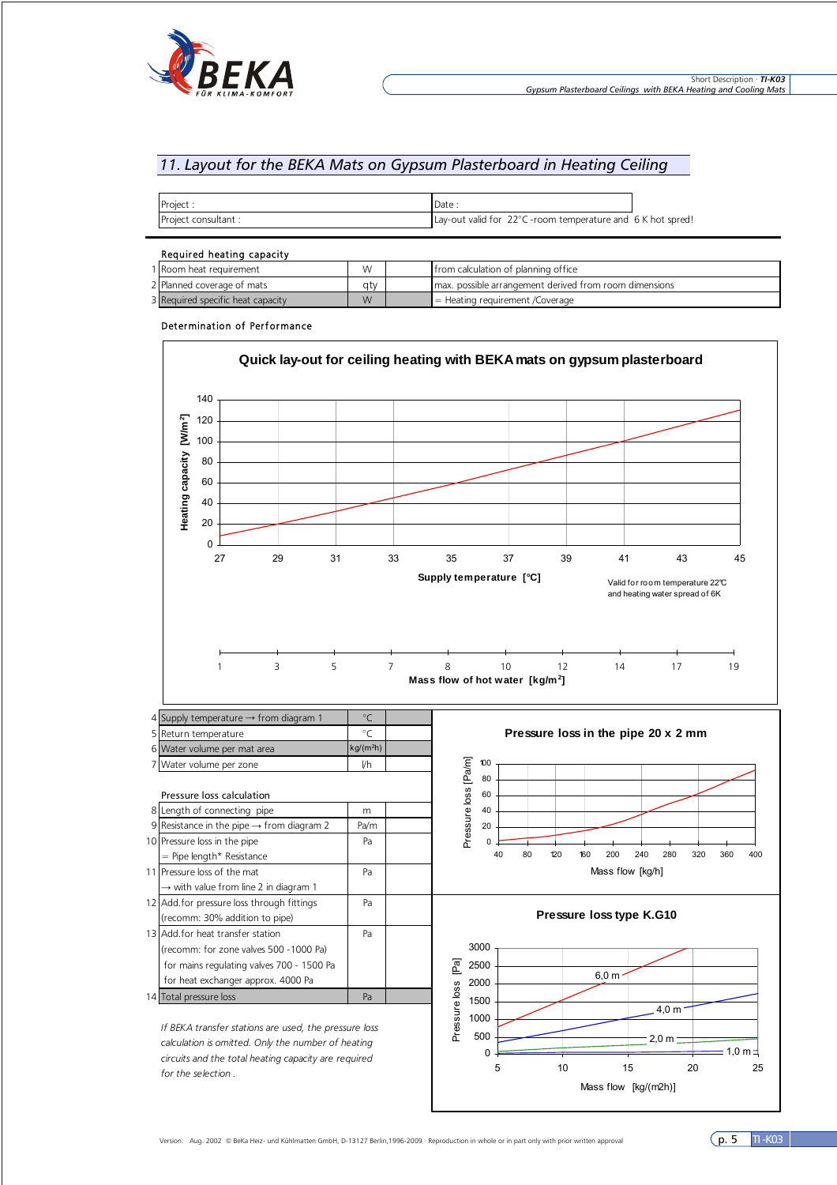## 11. Layout for the BEKA Mats on Gypsum Plasterboard in Heating Ceiling

| Project : | Date : |
|---|---|
| Project consultant : | Lay-out valid for 22°C -room temperature and 6 K hot spred! |

Required heating capacity

| | | | | |
|---|---|---|---|---|
| 1 | Room heat requirement | W | | from calculation of planning office |
| 2 | Planned coverage of mats | qty | | max. possible arrangement derived from room dimensions |
| 3 | Required specific heat capacity | W | | = Heating requirement /Coverage |

Determination of Performance

**Quick lay-out for ceiling heating with BEKA mats on gypsum plasterboard**

Heating capacity [W/m²] vs. Supply temperature [°C] (27–45) / Mass flow of hot water [kg/m²] (1–19)

Valid for room temperature 22°C and heating water spread of 6K

| | | | |
|---|---|---|---|
| 4 | Supply temperature → from diagram 1 | °C | |
| 5 | Return temperature | °C | |
| 6 | Water volume per mat area | kg/(m²h) | |
| 7 | Water volume per zone | l/h | |

Pressure loss calculation

| | | | |
|---|---|---|---|
| 8 | Length of connecting pipe | m | |
| 9 | Resistance in the pipe → from diagram 2 | Pa/m | |
| 10 | Pressure loss in the pipe = Pipe length* Resistance | Pa | |
| 11 | Pressure loss of the mat → with value from line 2 in diagram 1 | Pa | |
| 12 | Add.for pressure loss through fittings (recomm: 30% addition to pipe) | Pa | |
| 13 | Add.for heat transfer station (recomm: for zone valves 500 -1000 Pa) for mains regulating valves 700 - 1500 Pa for heat exchanger approx. 4000 Pa | Pa | |
| 14 | Total pressure loss | Pa | |

**Pressure loss in the pipe 20 x 2 mm**

Pressure loss [Pa/m] vs. Mass flow [kg/h]

**Pressure loss type K.G10**

Pressure loss [Pa] vs. Mass flow [kg/(m2h)] — curves: 6,0 m; 4,0 m; 2,0 m; 1,0 m

*If BEKA transfer stations are used, the pressure loss calculation is omitted. Only the number of heating circuits and the total heating capacity are required for the selection .*

Version: Aug. 2002 © BeKa Heiz- und Kühlmatten GmbH, D-13127 Berlin,1996-2009 · Reproduction in whole or in part only with prior written approval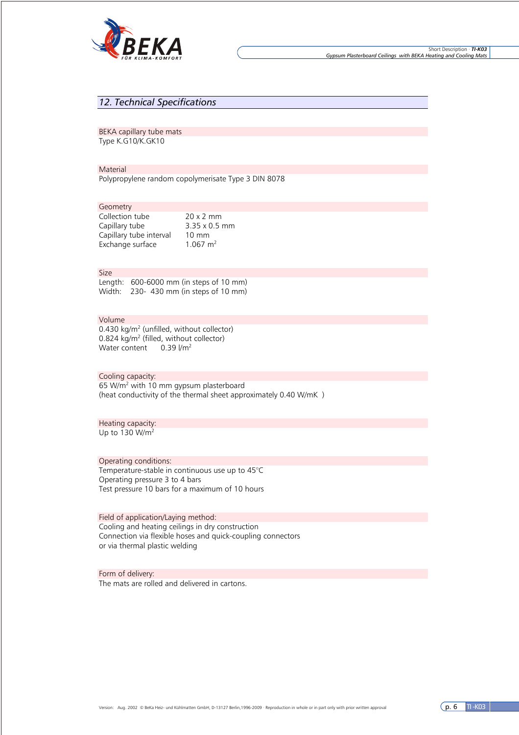## *12. Technical Specifications*

BEKA capillary tube mats

Type K.G10/K.GK10

Material

Polypropylene random copolymerisate Type 3 DIN 8078

Geometry

| | |
|---|---|
| Collection tube | 20 x 2 mm |
| Capillary tube | 3.35 x 0.5 mm |
| Capillary tube interval | 10 mm |
| Exchange surface | 1.067 $m^2$ |

Size

Length: 600-6000 mm (in steps of 10 mm)

Width: 230- 430 mm (in steps of 10 mm)

Volume

0.430 $kg/m^2$ (unfilled, without collector)

0.824 $kg/m^2$ (filled, without collector)

Water content 0.39 $l/m^2$

Cooling capacity:

65 $W/m^2$ with 10 mm gypsum plasterboard

(heat conductivity of the thermal sheet approximately 0.40 W/mK )

Heating capacity:

Up to 130 $W/m^2$

Operating conditions:

Temperature-stable in continuous use up to 45°C

Operating pressure 3 to 4 bars

Test pressure 10 bars for a maximum of 10 hours

Field of application/Laying method:

Cooling and heating ceilings in dry construction

Connection via flexible hoses and quick-coupling connectors

or via thermal plastic welding

Form of delivery:

The mats are rolled and delivered in cartons.